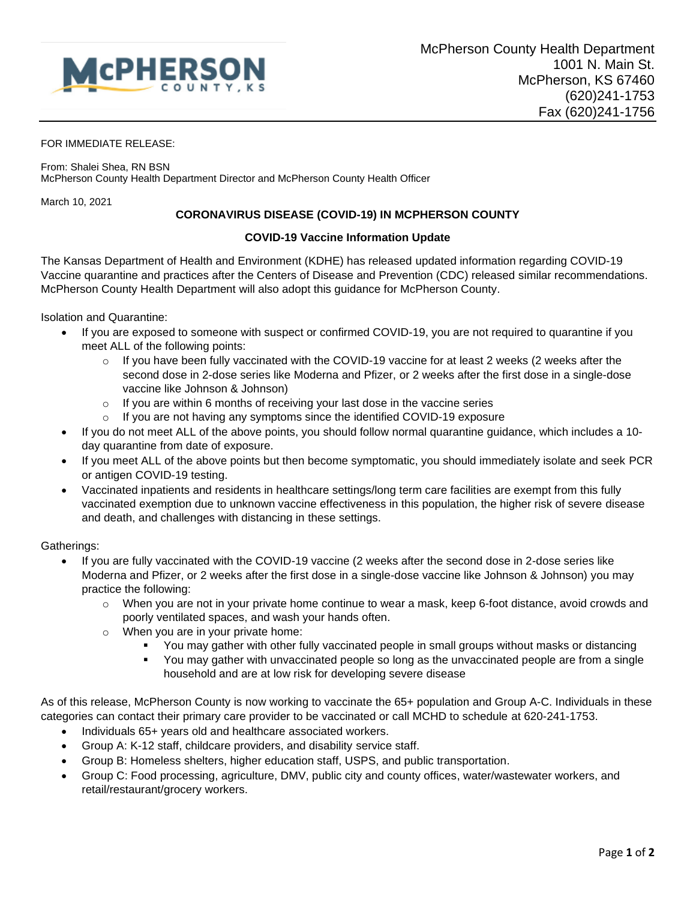McPherson County Health Department
1001 N. Main St.
McPherson, KS 67460
(620)241-1753
Fax (620)241-1756

FOR IMMEDIATE RELEASE:

From: Shalei Shea, RN BSN
McPherson County Health Department Director and McPherson County Health Officer

March 10, 2021

## CORONAVIRUS DISEASE (COVID-19) IN MCPHERSON COUNTY

### COVID-19 Vaccine Information Update

The Kansas Department of Health and Environment (KDHE) has released updated information regarding COVID-19 Vaccine quarantine and practices after the Centers of Disease and Prevention (CDC) released similar recommendations. McPherson County Health Department will also adopt this guidance for McPherson County.

Isolation and Quarantine:

- If you are exposed to someone with suspect or confirmed COVID-19, you are not required to quarantine if you meet ALL of the following points:
  - If you have been fully vaccinated with the COVID-19 vaccine for at least 2 weeks (2 weeks after the second dose in 2-dose series like Moderna and Pfizer, or 2 weeks after the first dose in a single-dose vaccine like Johnson & Johnson)
  - If you are within 6 months of receiving your last dose in the vaccine series
  - If you are not having any symptoms since the identified COVID-19 exposure
- If you do not meet ALL of the above points, you should follow normal quarantine guidance, which includes a 10-day quarantine from date of exposure.
- If you meet ALL of the above points but then become symptomatic, you should immediately isolate and seek PCR or antigen COVID-19 testing.
- Vaccinated inpatients and residents in healthcare settings/long term care facilities are exempt from this fully vaccinated exemption due to unknown vaccine effectiveness in this population, the higher risk of severe disease and death, and challenges with distancing in these settings.

Gatherings:

- If you are fully vaccinated with the COVID-19 vaccine (2 weeks after the second dose in 2-dose series like Moderna and Pfizer, or 2 weeks after the first dose in a single-dose vaccine like Johnson & Johnson) you may practice the following:
  - When you are not in your private home continue to wear a mask, keep 6-foot distance, avoid crowds and poorly ventilated spaces, and wash your hands often.
  - When you are in your private home:
    - You may gather with other fully vaccinated people in small groups without masks or distancing
    - You may gather with unvaccinated people so long as the unvaccinated people are from a single household and are at low risk for developing severe disease

As of this release, McPherson County is now working to vaccinate the 65+ population and Group A-C. Individuals in these categories can contact their primary care provider to be vaccinated or call MCHD to schedule at 620-241-1753.

- Individuals 65+ years old and healthcare associated workers.
- Group A: K-12 staff, childcare providers, and disability service staff.
- Group B: Homeless shelters, higher education staff, USPS, and public transportation.
- Group C: Food processing, agriculture, DMV, public city and county offices, water/wastewater workers, and retail/restaurant/grocery workers.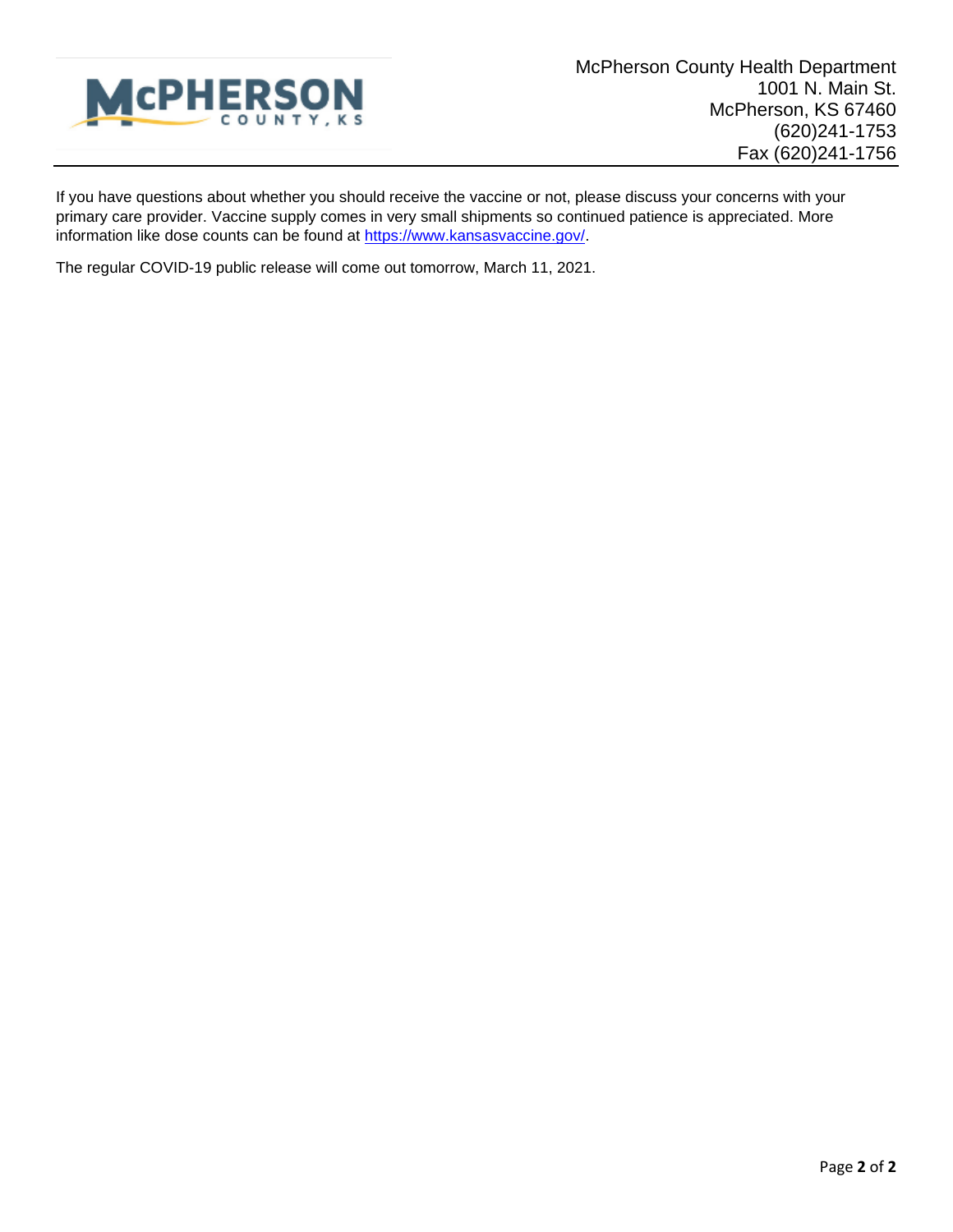If you have questions about whether you should receive the vaccine or not, please discuss your concerns with your primary care provider. Vaccine supply comes in very small shipments so continued patience is appreciated. More information like dose counts can be found at [https://www.kansasvaccine.gov/](https://www.kansasvaccine.gov/).

The regular COVID-19 public release will come out tomorrow, March 11, 2021.